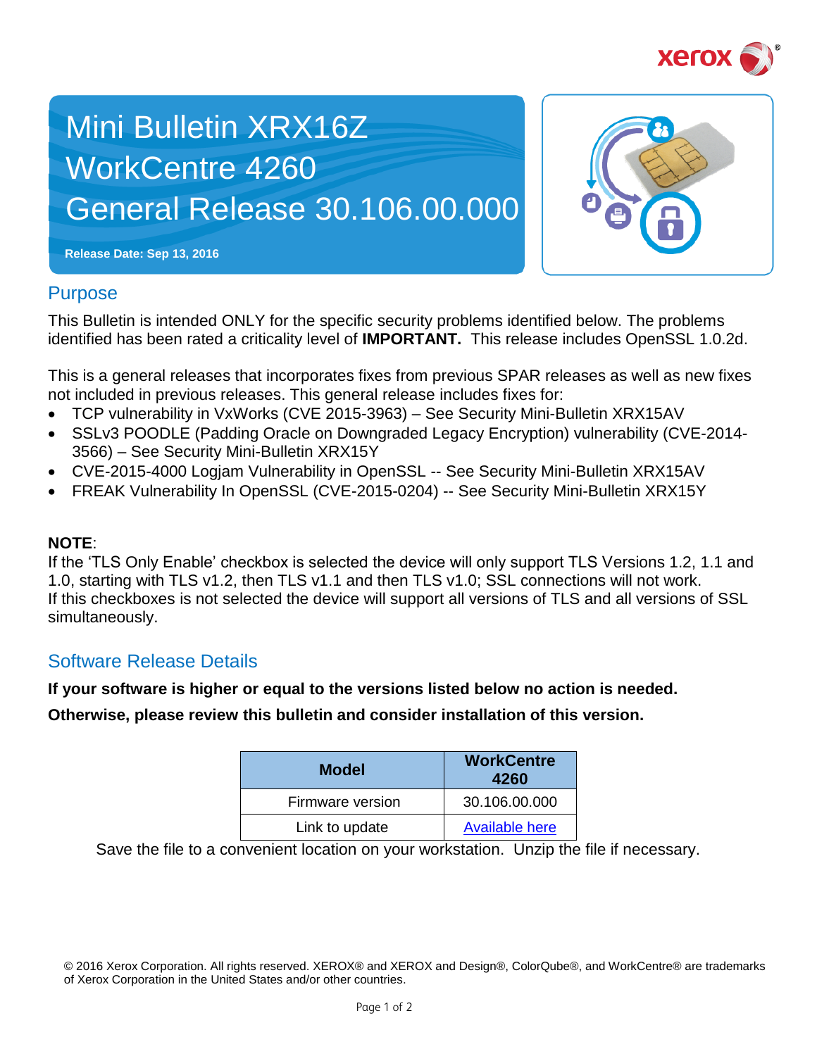# Mini Bulletin XRX16Z
# WorkCentre 4260
# General Release 30.106.00.000

**Release Date: Sep 13, 2016**

## Purpose

This Bulletin is intended ONLY for the specific security problems identified below. The problems identified has been rated a criticality level of **IMPORTANT.** This release includes OpenSSL 1.0.2d.

This is a general releases that incorporates fixes from previous SPAR releases as well as new fixes not included in previous releases. This general release includes fixes for:

- TCP vulnerability in VxWorks (CVE 2015-3963) – See Security Mini-Bulletin XRX15AV
- SSLv3 POODLE (Padding Oracle on Downgraded Legacy Encryption) vulnerability (CVE-2014-3566) – See Security Mini-Bulletin XRX15Y
- CVE-2015-4000 Logjam Vulnerability in OpenSSL -- See Security Mini-Bulletin XRX15AV
- FREAK Vulnerability In OpenSSL (CVE-2015-0204) -- See Security Mini-Bulletin XRX15Y

**NOTE**:
If the 'TLS Only Enable' checkbox is selected the device will only support TLS Versions 1.2, 1.1 and 1.0, starting with TLS v1.2, then TLS v1.1 and then TLS v1.0; SSL connections will not work.
If this checkboxes is not selected the device will support all versions of TLS and all versions of SSL simultaneously.

## Software Release Details

**If your software is higher or equal to the versions listed below no action is needed.**

**Otherwise, please review this bulletin and consider installation of this version.**

| Model | WorkCentre 4260 |
|---|---|
| Firmware version | 30.106.00.000 |
| Link to update | Available here |

Save the file to a convenient location on your workstation. Unzip the file if necessary.

© 2016 Xerox Corporation. All rights reserved. XEROX® and XEROX and Design®, ColorQube®, and WorkCentre® are trademarks of Xerox Corporation in the United States and/or other countries.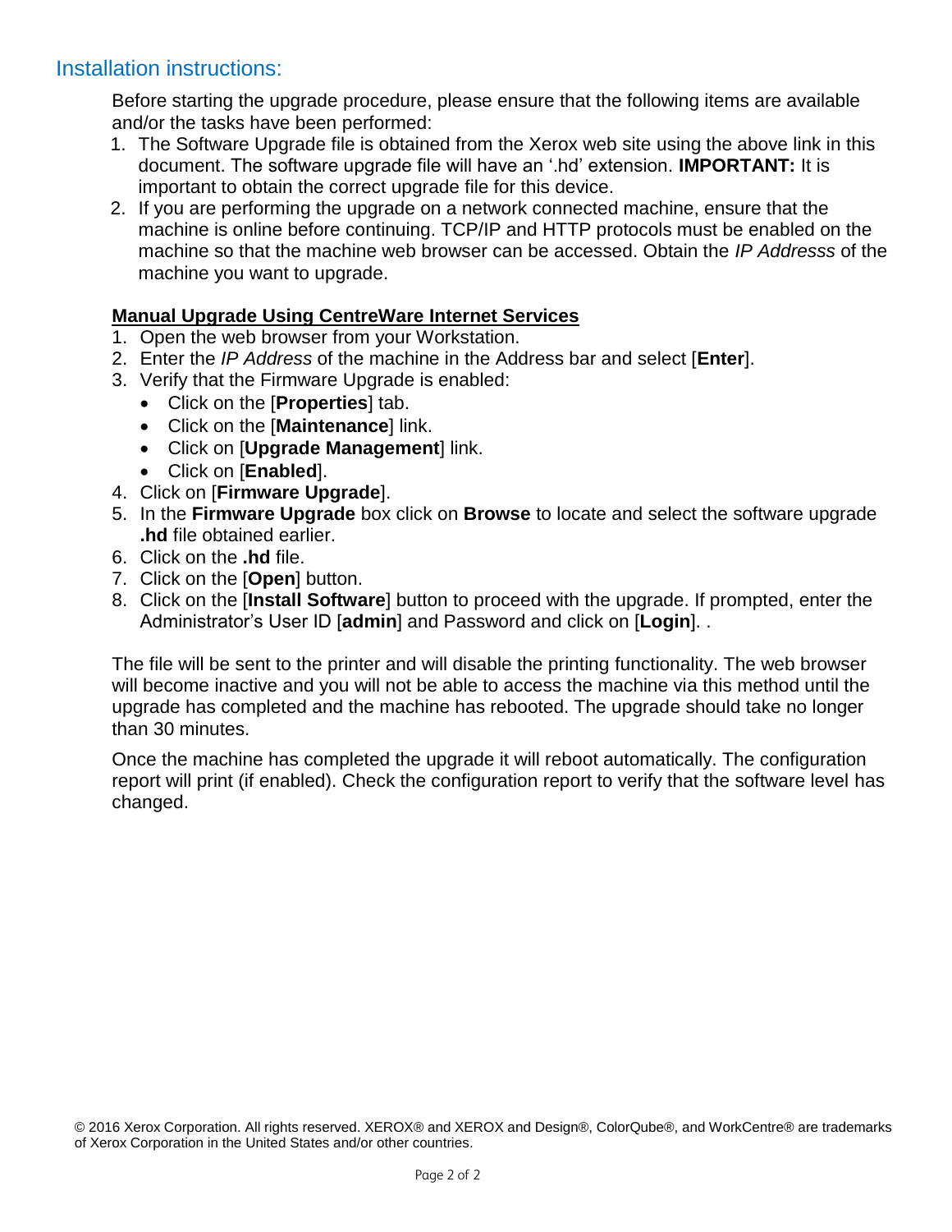## Installation instructions:

Before starting the upgrade procedure, please ensure that the following items are available and/or the tasks have been performed:

1. The Software Upgrade file is obtained from the Xerox web site using the above link in this document. The software upgrade file will have an '.hd' extension. **IMPORTANT:** It is important to obtain the correct upgrade file for this device.
2. If you are performing the upgrade on a network connected machine, ensure that the machine is online before continuing. TCP/IP and HTTP protocols must be enabled on the machine so that the machine web browser can be accessed. Obtain the *IP Addresss* of the machine you want to upgrade.

**Manual Upgrade Using CentreWare Internet Services**

1. Open the web browser from your Workstation.
2. Enter the *IP Address* of the machine in the Address bar and select [**Enter**].
3. Verify that the Firmware Upgrade is enabled:
   - Click on the [**Properties**] tab.
   - Click on the [**Maintenance**] link.
   - Click on [**Upgrade Management**] link.
   - Click on [**Enabled**].
4. Click on [**Firmware Upgrade**].
5. In the **Firmware Upgrade** box click on **Browse** to locate and select the software upgrade **.hd** file obtained earlier.
6. Click on the **.hd** file.
7. Click on the [**Open**] button.
8. Click on the [**Install Software**] button to proceed with the upgrade. If prompted, enter the Administrator's User ID [**admin**] and Password and click on [**Login**]. .

The file will be sent to the printer and will disable the printing functionality. The web browser will become inactive and you will not be able to access the machine via this method until the upgrade has completed and the machine has rebooted. The upgrade should take no longer than 30 minutes.

Once the machine has completed the upgrade it will reboot automatically. The configuration report will print (if enabled). Check the configuration report to verify that the software level has changed.

© 2016 Xerox Corporation. All rights reserved. XEROX® and XEROX and Design®, ColorQube®, and WorkCentre® are trademarks of Xerox Corporation in the United States and/or other countries.